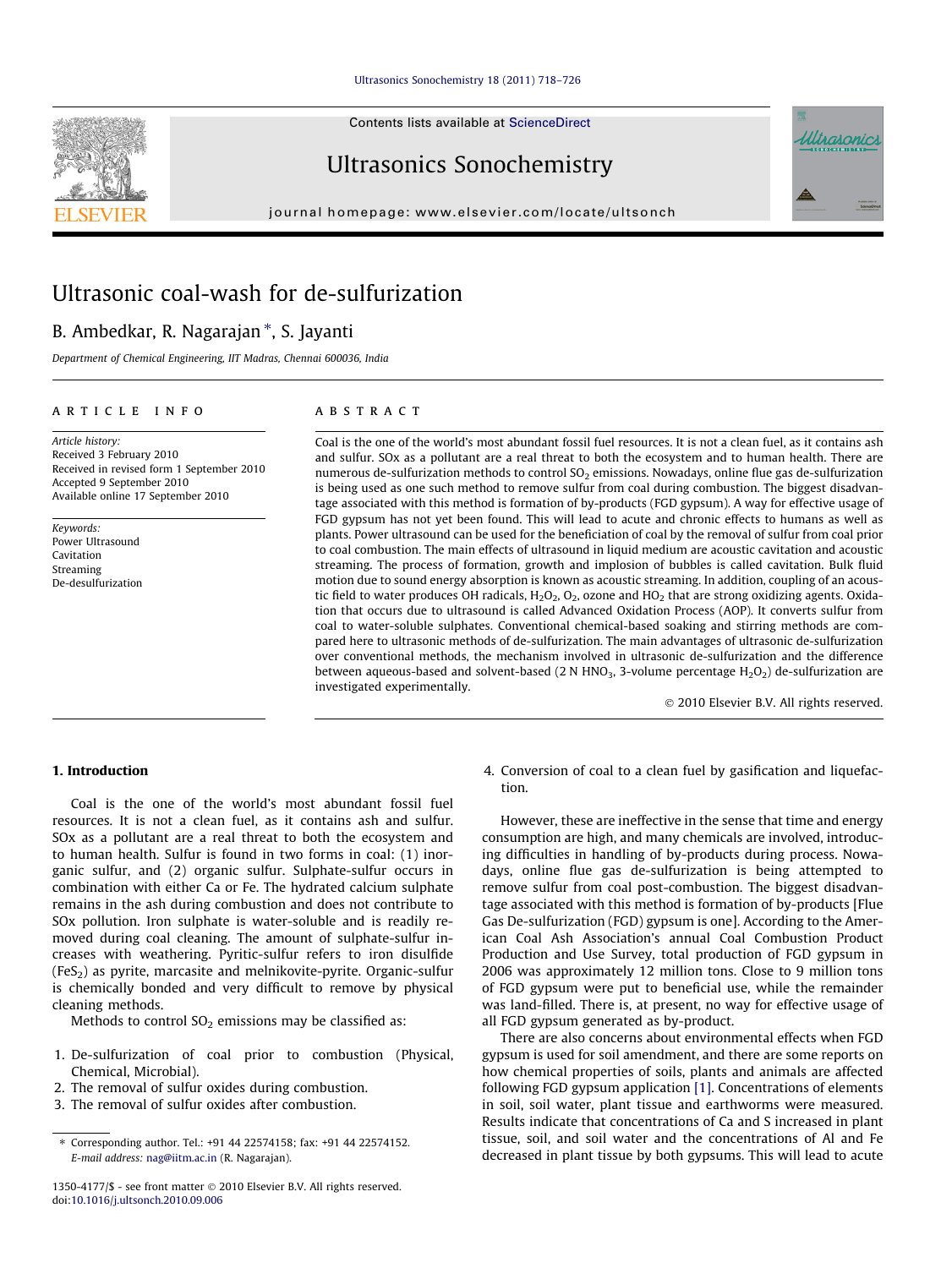# Ultrasonic coal-wash for de-sulfurization

B. Ambedkar, R. Nagarajan *, S. Jayanti

*Department of Chemical Engineering, IIT Madras, Chennai 600036, India*

## ARTICLE INFO

*Article history:*
Received 3 February 2010
Received in revised form 1 September 2010
Accepted 9 September 2010
Available online 17 September 2010

*Keywords:*
Power Ultrasound
Cavitation
Streaming
De-desulfurization

## ABSTRACT

Coal is the one of the world's most abundant fossil fuel resources. It is not a clean fuel, as it contains ash and sulfur. SOx as a pollutant are a real threat to both the ecosystem and to human health. There are numerous de-sulfurization methods to control $SO_2$ emissions. Nowadays, online flue gas de-sulfurization is being used as one such method to remove sulfur from coal during combustion. The biggest disadvantage associated with this method is formation of by-products (FGD gypsum). A way for effective usage of FGD gypsum has not yet been found. This will lead to acute and chronic effects to humans as well as plants. Power ultrasound can be used for the beneficiation of coal by the removal of sulfur from coal prior to coal combustion. The main effects of ultrasound in liquid medium are acoustic cavitation and acoustic streaming. The process of formation, growth and implosion of bubbles is called cavitation. Bulk fluid motion due to sound energy absorption is known as acoustic streaming. In addition, coupling of an acoustic field to water produces OH radicals, $H_2O_2$, $O_2$, ozone and $HO_2$ that are strong oxidizing agents. Oxidation that occurs due to ultrasound is called Advanced Oxidation Process (AOP). It converts sulfur from coal to water-soluble sulphates. Conventional chemical-based soaking and stirring methods are compared here to ultrasonic methods of de-sulfurization. The main advantages of ultrasonic de-sulfurization over conventional methods, the mechanism involved in ultrasonic de-sulfurization and the difference between aqueous-based and solvent-based (2 N $HNO_3$, 3-volume percentage $H_2O_2$) de-sulfurization are investigated experimentally.

© 2010 Elsevier B.V. All rights reserved.

## 1. Introduction

Coal is the one of the world's most abundant fossil fuel resources. It is not a clean fuel, as it contains ash and sulfur. SOx as a pollutant are a real threat to both the ecosystem and to human health. Sulfur is found in two forms in coal: (1) inorganic sulfur, and (2) organic sulfur. Sulphate-sulfur occurs in combination with either Ca or Fe. The hydrated calcium sulphate remains in the ash during combustion and does not contribute to SOx pollution. Iron sulphate is water-soluble and is readily removed during coal cleaning. The amount of sulphate-sulfur increases with weathering. Pyritic-sulfur refers to iron disulfide ($FeS_2$) as pyrite, marcasite and melnikovite-pyrite. Organic-sulfur is chemically bonded and very difficult to remove by physical cleaning methods.

Methods to control $SO_2$ emissions may be classified as:

1. De-sulfurization of coal prior to combustion (Physical, Chemical, Microbial).
2. The removal of sulfur oxides during combustion.
3. The removal of sulfur oxides after combustion.
4. Conversion of coal to a clean fuel by gasification and liquefaction.

However, these are ineffective in the sense that time and energy consumption are high, and many chemicals are involved, introducing difficulties in handling of by-products during process. Nowadays, online flue gas de-sulfurization is being attempted to remove sulfur from coal post-combustion. The biggest disadvantage associated with this method is formation of by-products [Flue Gas De-sulfurization (FGD) gypsum is one]. According to the American Coal Ash Association's annual Coal Combustion Product Production and Use Survey, total production of FGD gypsum in 2006 was approximately 12 million tons. Close to 9 million tons of FGD gypsum were put to beneficial use, while the remainder was land-filled. There is, at present, no way for effective usage of all FGD gypsum generated as by-product.

There are also concerns about environmental effects when FGD gypsum is used for soil amendment, and there are some reports on how chemical properties of soils, plants and animals are affected following FGD gypsum application [1]. Concentrations of elements in soil, soil water, plant tissue and earthworms were measured. Results indicate that concentrations of Ca and S increased in plant tissue, soil, and soil water and the concentrations of Al and Fe decreased in plant tissue by both gypsums. This will lead to acute

* Corresponding author. Tel.: +91 44 22574158; fax: +91 44 22574152.
E-mail address: nag@iitm.ac.in (R. Nagarajan).

1350-4177/$ - see front matter © 2010 Elsevier B.V. All rights reserved.
doi:10.1016/j.ultsonch.2010.09.006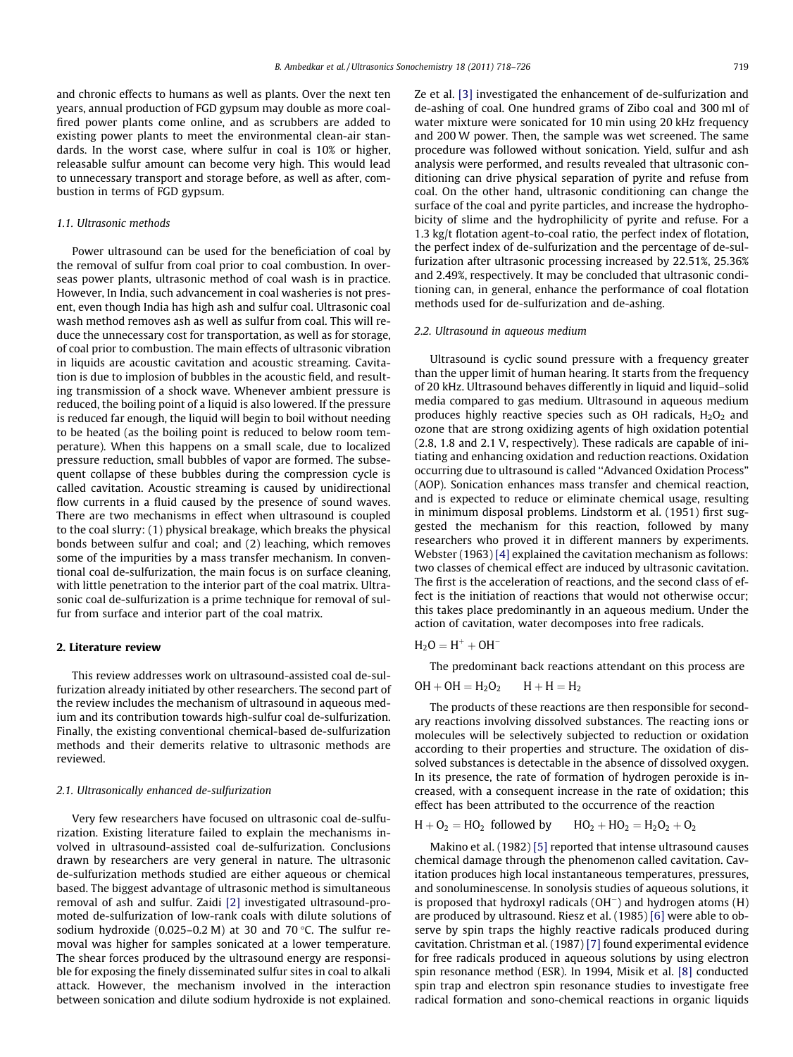and chronic effects to humans as well as plants. Over the next ten years, annual production of FGD gypsum may double as more coal-fired power plants come online, and as scrubbers are added to existing power plants to meet the environmental clean-air standards. In the worst case, where sulfur in coal is 10% or higher, releasable sulfur amount can become very high. This would lead to unnecessary transport and storage before, as well as after, combustion in terms of FGD gypsum.

### 1.1. Ultrasonic methods

Power ultrasound can be used for the beneficiation of coal by the removal of sulfur from coal prior to coal combustion. In overseas power plants, ultrasonic method of coal wash is in practice. However, In India, such advancement in coal washeries is not present, even though India has high ash and sulfur coal. Ultrasonic coal wash method removes ash as well as sulfur from coal. This will reduce the unnecessary cost for transportation, as well as for storage, of coal prior to combustion. The main effects of ultrasonic vibration in liquids are acoustic cavitation and acoustic streaming. Cavitation is due to implosion of bubbles in the acoustic field, and resulting transmission of a shock wave. Whenever ambient pressure is reduced, the boiling point of a liquid is also lowered. If the pressure is reduced far enough, the liquid will begin to boil without needing to be heated (as the boiling point is reduced to below room temperature). When this happens on a small scale, due to localized pressure reduction, small bubbles of vapor are formed. The subsequent collapse of these bubbles during the compression cycle is called cavitation. Acoustic streaming is caused by unidirectional flow currents in a fluid caused by the presence of sound waves. There are two mechanisms in effect when ultrasound is coupled to the coal slurry: (1) physical breakage, which breaks the physical bonds between sulfur and coal; and (2) leaching, which removes some of the impurities by a mass transfer mechanism. In conventional coal de-sulfurization, the main focus is on surface cleaning, with little penetration to the interior part of the coal matrix. Ultrasonic coal de-sulfurization is a prime technique for removal of sulfur from surface and interior part of the coal matrix.

## 2. Literature review

This review addresses work on ultrasound-assisted coal de-sulfurization already initiated by other researchers. The second part of the review includes the mechanism of ultrasound in aqueous medium and its contribution towards high-sulfur coal de-sulfurization. Finally, the existing conventional chemical-based de-sulfurization methods and their demerits relative to ultrasonic methods are reviewed.

### 2.1. Ultrasonically enhanced de-sulfurization

Very few researchers have focused on ultrasonic coal de-sulfurization. Existing literature failed to explain the mechanisms involved in ultrasound-assisted coal de-sulfurization. Conclusions drawn by researchers are very general in nature. The ultrasonic de-sulfurization methods studied are either aqueous or chemical based. The biggest advantage of ultrasonic method is simultaneous removal of ash and sulfur. Zaidi [2] investigated ultrasound-promoted de-sulfurization of low-rank coals with dilute solutions of sodium hydroxide (0.025–0.2 M) at 30 and 70 °C. The sulfur removal was higher for samples sonicated at a lower temperature. The shear forces produced by the ultrasound energy are responsible for exposing the finely disseminated sulfur sites in coal to alkali attack. However, the mechanism involved in the interaction between sonication and dilute sodium hydroxide is not explained. Ze et al. [3] investigated the enhancement of de-sulfurization and de-ashing of coal. One hundred grams of Zibo coal and 300 ml of water mixture were sonicated for 10 min using 20 kHz frequency and 200 W power. Then, the sample was wet screened. The same procedure was followed without sonication. Yield, sulfur and ash analysis were performed, and results revealed that ultrasonic conditioning can drive physical separation of pyrite and refuse from coal. On the other hand, ultrasonic conditioning can change the surface of the coal and pyrite particles, and increase the hydrophobicity of slime and the hydrophilicity of pyrite and refuse. For a 1.3 kg/t flotation agent-to-coal ratio, the perfect index of flotation, the perfect index of de-sulfurization and the percentage of de-sulfurization after ultrasonic processing increased by 22.51%, 25.36% and 2.49%, respectively. It may be concluded that ultrasonic conditioning can, in general, enhance the performance of coal flotation methods used for de-sulfurization and de-ashing.

### 2.2. Ultrasound in aqueous medium

Ultrasound is cyclic sound pressure with a frequency greater than the upper limit of human hearing. It starts from the frequency of 20 kHz. Ultrasound behaves differently in liquid and liquid–solid media compared to gas medium. Ultrasound in aqueous medium produces highly reactive species such as OH radicals, $H_2O_2$ and ozone that are strong oxidizing agents of high oxidation potential (2.8, 1.8 and 2.1 V, respectively). These radicals are capable of initiating and enhancing oxidation and reduction reactions. Oxidation occurring due to ultrasound is called "Advanced Oxidation Process" (AOP). Sonication enhances mass transfer and chemical reaction, and is expected to reduce or eliminate chemical usage, resulting in minimum disposal problems. Lindstorm et al. (1951) first suggested the mechanism for this reaction, followed by many researchers who proved it in different manners by experiments. Webster (1963) [4] explained the cavitation mechanism as follows: two classes of chemical effect are induced by ultrasonic cavitation. The first is the acceleration of reactions, and the second class of effect is the initiation of reactions that would not otherwise occur; this takes place predominantly in an aqueous medium. Under the action of cavitation, water decomposes into free radicals.

$$H_2O = H^+ + OH^-$$

The predominant back reactions attendant on this process are

$$OH + OH = H_2O_2 \qquad H + H = H_2$$

The products of these reactions are then responsible for secondary reactions involving dissolved substances. The reacting ions or molecules will be selectively subjected to reduction or oxidation according to their properties and structure. The oxidation of dissolved substances is detectable in the absence of dissolved oxygen. In its presence, the rate of formation of hydrogen peroxide is increased, with a consequent increase in the rate of oxidation; this effect has been attributed to the occurrence of the reaction

$$H + O_2 = HO_2 \text{ followed by } \qquad HO_2 + HO_2 = H_2O_2 + O_2$$

Makino et al. (1982) [5] reported that intense ultrasound causes chemical damage through the phenomenon called cavitation. Cavitation produces high local instantaneous temperatures, pressures, and sonoluminescense. In sonolysis studies of aqueous solutions, it is proposed that hydroxyl radicals ($OH^-$) and hydrogen atoms (H) are produced by ultrasound. Riesz et al. (1985) [6] were able to observe by spin traps the highly reactive radicals produced during cavitation. Christman et al. (1987) [7] found experimental evidence for free radicals produced in aqueous solutions by using electron spin resonance method (ESR). In 1994, Misik et al. [8] conducted spin trap and electron spin resonance studies to investigate free radical formation and sono-chemical reactions in organic liquids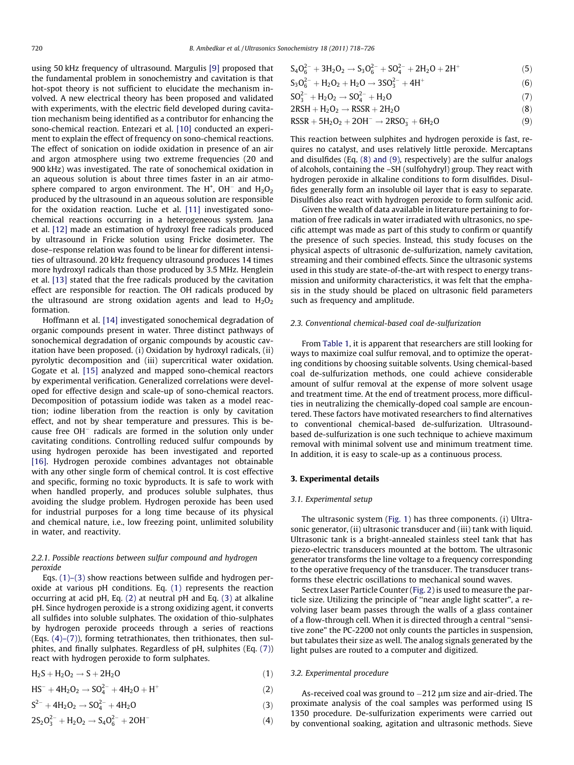using 50 kHz frequency of ultrasound. Margulis [9] proposed that the fundamental problem in sonochemistry and cavitation is that hot-spot theory is not sufficient to elucidate the mechanism involved. A new electrical theory has been proposed and validated with experiments, with the electric field developed during cavitation mechanism being identified as a contributor for enhancing the sono-chemical reaction. Entezari et al. [10] conducted an experiment to explain the effect of frequency on sono-chemical reactions. The effect of sonication on iodide oxidation in presence of an air and argon atmosphere using two extreme frequencies (20 and 900 kHz) was investigated. The rate of sonochemical oxidation in an aqueous solution is about three times faster in an air atmosphere compared to argon environment. The $H^+$, $OH^-$ and $H_2O_2$ produced by the ultrasound in an aqueous solution are responsible for the oxidation reaction. Luche et al. [11] investigated sonochemical reactions occurring in a heterogeneous system. Jana et al. [12] made an estimation of hydroxyl free radicals produced by ultrasound in Fricke solution using Fricke dosimeter. The dose–response relation was found to be linear for different intensities of ultrasound. 20 kHz frequency ultrasound produces 14 times more hydroxyl radicals than those produced by 3.5 MHz. Henglein et al. [13] stated that the free radicals produced by the cavitation effect are responsible for reaction. The OH radicals produced by the ultrasound are strong oxidation agents and lead to $H_2O_2$ formation.

Hoffmann et al. [14] investigated sonochemical degradation of organic compounds present in water. Three distinct pathways of sonochemical degradation of organic compounds by acoustic cavitation have been proposed. (i) Oxidation by hydroxyl radicals, (ii) pyrolytic decomposition and (iii) supercritical water oxidation. Gogate et al. [15] analyzed and mapped sono-chemical reactors by experimental verification. Generalized correlations were developed for effective design and scale-up of sono-chemical reactors. Decomposition of potassium iodide was taken as a model reaction; iodine liberation from the reaction is only by cavitation effect, and not by shear temperature and pressures. This is because free $OH^-$ radicals are formed in the solution only under cavitating conditions. Controlling reduced sulfur compounds by using hydrogen peroxide has been investigated and reported [16]. Hydrogen peroxide combines advantages not obtainable with any other single form of chemical control. It is cost effective and specific, forming no toxic byproducts. It is safe to work with when handled properly, and produces soluble sulphates, thus avoiding the sludge problem. Hydrogen peroxide has been used for industrial purposes for a long time because of its physical and chemical nature, i.e., low freezing point, unlimited solubility in water, and reactivity.

#### 2.2.1. Possible reactions between sulfur compound and hydrogen peroxide

Eqs. (1)–(3) show reactions between sulfide and hydrogen peroxide at various pH conditions. Eq. (1) represents the reaction occurring at acid pH, Eq. (2) at neutral pH and Eq. (3) at alkaline pH. Since hydrogen peroxide is a strong oxidizing agent, it converts all sulfides into soluble sulphates. The oxidation of thio-sulphates by hydrogen peroxide proceeds through a series of reactions (Eqs. (4)–(7)), forming tetrathionates, then trithionates, then sulphites, and finally sulphates. Regardless of pH, sulphites (Eq. (7)) react with hydrogen peroxide to form sulphates.

$$H_2S + H_2O_2 \rightarrow S + 2H_2O \tag{1}$$

$$HS^- + 4H_2O_2 \rightarrow SO_4^{2-} + 4H_2O + H^+ \tag{2}$$

$$S^{2-} + 4H_2O_2 \rightarrow SO_4^{2-} + 4H_2O \tag{3}$$

$$2S_2O_3^{2-} + H_2O_2 \rightarrow S_4O_6^{2-} + 2OH^- \tag{4}$$

$$S_4O_6^{2-} + 3H_2O_2 \rightarrow S_3O_6^{2-} + SO_4^{2-} + 2H_2O + 2H^+ \tag{5}$$

$$S_3O_6^{2-} + H_2O_2 + H_2O \rightarrow 3SO_3^{2-} + 4H^+ \tag{6}$$

$$SO_3^{2-} + H_2O_2 \rightarrow SO_4^{2-} + H_2O \tag{7}$$

$$2RSH + H_2O_2 \rightarrow RSSR + 2H_2O \tag{8}$$

$$RSSR + 5H_2O_2 + 2OH^- \rightarrow 2RSO_3^- + 6H_2O \tag{9}$$

This reaction between sulphites and hydrogen peroxide is fast, requires no catalyst, and uses relatively little peroxide. Mercaptans and disulfides (Eq. (8) and (9), respectively) are the sulfur analogs of alcohols, containing the –SH (sulfohydryl) group. They react with hydrogen peroxide in alkaline conditions to form disulfides. Disulfides generally form an insoluble oil layer that is easy to separate. Disulfides also react with hydrogen peroxide to form sulfonic acid.

Given the wealth of data available in literature pertaining to formation of free radicals in water irradiated with ultrasonics, no specific attempt was made as part of this study to confirm or quantify the presence of such species. Instead, this study focuses on the physical aspects of ultrasonic de-sulfurization, namely cavitation, streaming and their combined effects. Since the ultrasonic systems used in this study are state-of-the-art with respect to energy transmission and uniformity characteristics, it was felt that the emphasis in the study should be placed on ultrasonic field parameters such as frequency and amplitude.

### 2.3. Conventional chemical-based coal de-sulfurization

From Table 1, it is apparent that researchers are still looking for ways to maximize coal sulfur removal, and to optimize the operating conditions by choosing suitable solvents. Using chemical-based coal de-sulfurization methods, one could achieve considerable amount of sulfur removal at the expense of more solvent usage and treatment time. At the end of treatment process, more difficulties in neutralizing the chemically-doped coal sample are encountered. These factors have motivated researchers to find alternatives to conventional chemical-based de-sulfurization. Ultrasound-based de-sulfurization is one such technique to achieve maximum removal with minimal solvent use and minimum treatment time. In addition, it is easy to scale-up as a continuous process.

## 3. Experimental details

### 3.1. Experimental setup

The ultrasonic system (Fig. 1) has three components. (i) Ultrasonic generator, (ii) ultrasonic transducer and (iii) tank with liquid. Ultrasonic tank is a bright-annealed stainless steel tank that has piezo-electric transducers mounted at the bottom. The ultrasonic generator transforms the line voltage to a frequency corresponding to the operative frequency of the transducer. The transducer transforms these electric oscillations to mechanical sound waves.

Sectrex Laser Particle Counter (Fig. 2) is used to measure the particle size. Utilizing the principle of "near angle light scatter", a revolving laser beam passes through the walls of a glass container of a flow-through cell. When it is directed through a central "sensitive zone" the PC-2200 not only counts the particles in suspension, but tabulates their size as well. The analog signals generated by the light pulses are routed to a computer and digitized.

### 3.2. Experimental procedure

As-received coal was ground to −212 μm size and air-dried. The proximate analysis of the coal samples was performed using IS 1350 procedure. De-sulfurization experiments were carried out by conventional soaking, agitation and ultrasonic methods. Sieve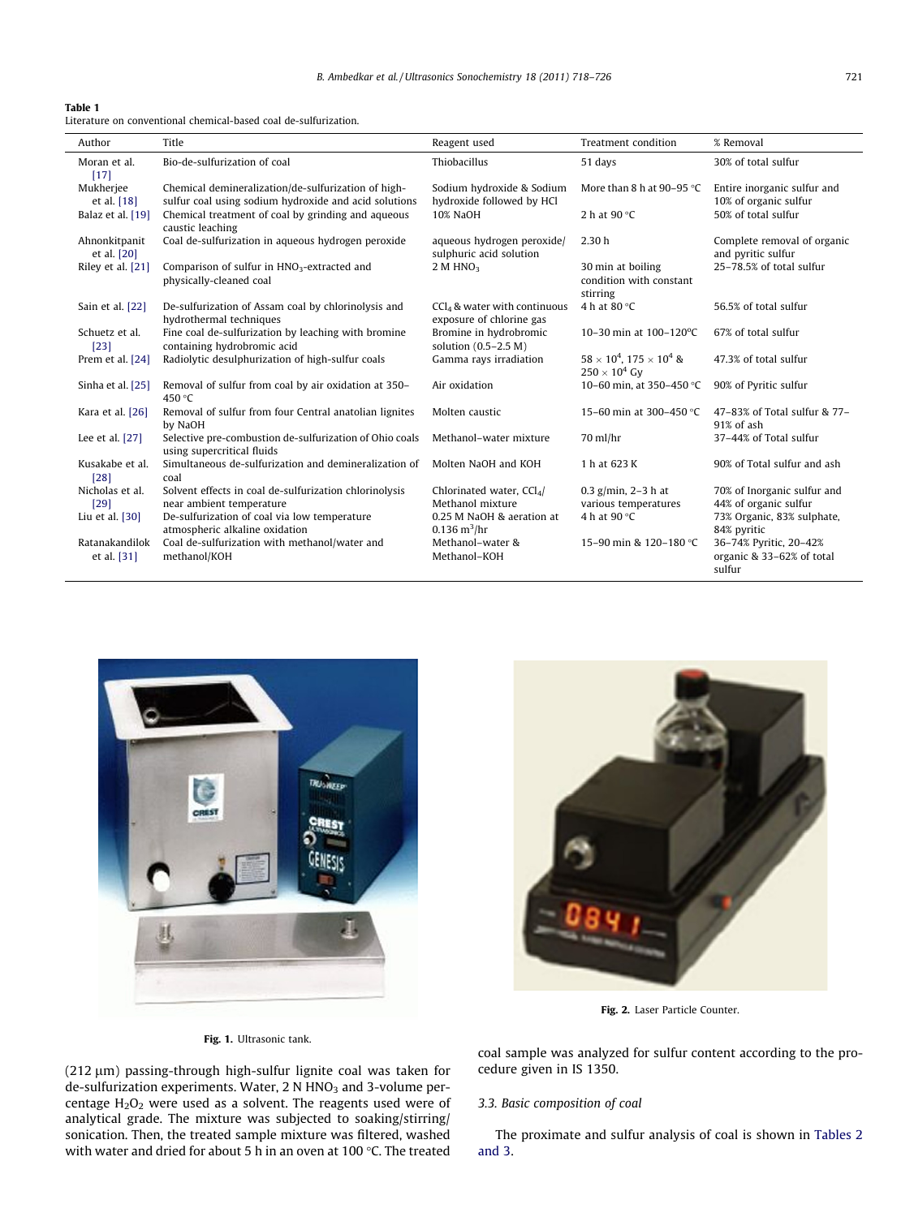**Table 1**
Literature on conventional chemical-based coal de-sulfurization.

| Author | Title | Reagent used | Treatment condition | % Removal |
|---|---|---|---|---|
| Moran et al. [17] | Bio-de-sulfurization of coal | Thiobacillus | 51 days | 30% of total sulfur |
| Mukherjee et al. [18] | Chemical demineralization/de-sulfurization of high-sulfur coal using sodium hydroxide and acid solutions | Sodium hydroxide & Sodium hydroxide followed by HCl | More than 8 h at 90–95 °C | Entire inorganic sulfur and 10% of organic sulfur |
| Balaz et al. [19] | Chemical treatment of coal by grinding and aqueous caustic leaching | 10% NaOH | 2 h at 90 °C | 50% of total sulfur |
| Ahnonkitpanit et al. [20] | Coal de-sulfurization in aqueous hydrogen peroxide | aqueous hydrogen peroxide/ sulphuric acid solution | 2.30 h | Complete removal of organic and pyritic sulfur |
| Riley et al. [21] | Comparison of sulfur in $HNO_3$-extracted and physically-cleaned coal | 2 M $HNO_3$ | 30 min at boiling condition with constant stirring | 25–78.5% of total sulfur |
| Sain et al. [22] | De-sulfurization of Assam coal by chlorinolysis and hydrothermal techniques | $CCl_4$ & water with continuous exposure of chlorine gas | 4 h at 80 °C | 56.5% of total sulfur |
| Schuetz et al. [23] | Fine coal de-sulfurization by leaching with bromine containing hydrobromic acid | Bromine in hydrobromic solution (0.5–2.5 M) | 10–30 min at 100–120°C | 67% of total sulfur |
| Prem et al. [24] | Radiolytic desulphurization of high-sulfur coals | Gamma rays irradiation | $58 \times 10^4$, $175 \times 10^4$ & $250 \times 10^4$ Gy | 47.3% of total sulfur |
| Sinha et al. [25] | Removal of sulfur from coal by air oxidation at 350–450 °C | Air oxidation | 10–60 min, at 350–450 °C | 90% of Pyritic sulfur |
| Kara et al. [26] | Removal of sulfur from four Central anatolian lignites by NaOH | Molten caustic | 15–60 min at 300–450 °C | 47–83% of Total sulfur & 77–91% of ash |
| Lee et al. [27] | Selective pre-combustion de-sulfurization of Ohio coals using supercritical fluids | Methanol–water mixture | 70 ml/hr | 37–44% of Total sulfur |
| Kusakabe et al. [28] | Simultaneous de-sulfurization and demineralization of coal | Molten NaOH and KOH | 1 h at 623 K | 90% of Total sulfur and ash |
| Nicholas et al. [29] | Solvent effects in coal de-sulfurization chlorinolysis near ambient temperature | Chlorinated water, $CCl_4$/ Methanol mixture | 0.3 g/min, 2–3 h at various temperatures | 70% of Inorganic sulfur and 44% of organic sulfur |
| Liu et al. [30] | De-sulfurization of coal via low temperature atmospheric alkaline oxidation | 0.25 M NaOH & aeration at 0.136 $m^3$/hr | 4 h at 90 °C | 73% Organic, 83% sulphate, 84% pyritic |
| Ratanakandilok et al. [31] | Coal de-sulfurization with methanol/water and methanol/KOH | Methanol–water & Methanol–KOH | 15–90 min & 120–180 °C | 36–74% Pyritic, 20–42% organic & 33–62% of total sulfur |

**Fig. 1.** Ultrasonic tank.

**Fig. 2.** Laser Particle Counter.

(212 μm) passing-through high-sulfur lignite coal was taken for de-sulfurization experiments. Water, 2 N $HNO_3$ and 3-volume percentage $H_2O_2$ were used as a solvent. The reagents used were of analytical grade. The mixture was subjected to soaking/stirring/sonication. Then, the treated sample mixture was filtered, washed with water and dried for about 5 h in an oven at 100 °C. The treated coal sample was analyzed for sulfur content according to the procedure given in IS 1350.

### 3.3. Basic composition of coal

The proximate and sulfur analysis of coal is shown in Tables 2 and 3.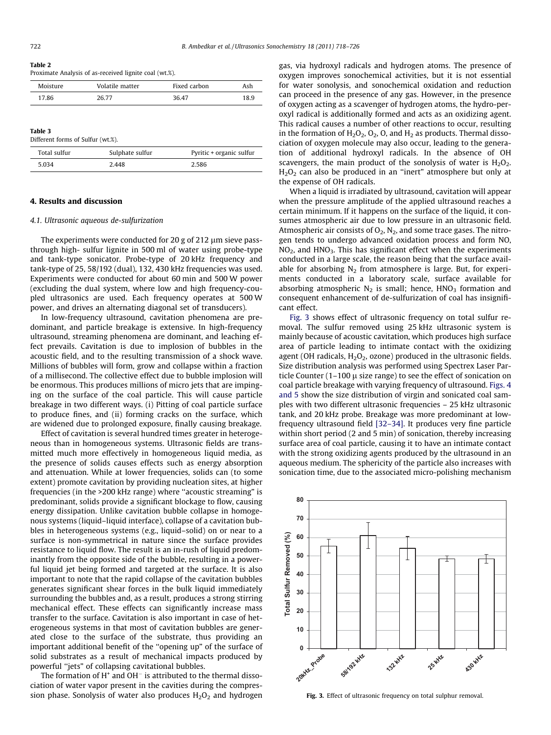**Table 2**
Proximate Analysis of as-received lignite coal (wt.%).

| Moisture | Volatile matter | Fixed carbon | Ash |
|---|---|---|---|
| 17.86 | 26.77 | 36.47 | 18.9 |

**Table 3**
Different forms of Sulfur (wt.%).

| Total sulfur | Sulphate sulfur | Pyritic + organic sulfur |
|---|---|---|
| 5.034 | 2.448 | 2.586 |

## 4. Results and discussion

### 4.1. Ultrasonic aqueous de-sulfurization

The experiments were conducted for 20 g of 212 μm sieve pass-through high- sulfur lignite in 500 ml of water using probe-type and tank-type sonicator. Probe-type of 20 kHz frequency and tank-type of 25, 58/192 (dual), 132, 430 kHz frequencies was used. Experiments were conducted for about 60 min and 500 W power (excluding the dual system, where low and high frequency-coupled ultrasonics are used. Each frequency operates at 500 W power, and drives an alternating diagonal set of transducers).

In low-frequency ultrasound, cavitation phenomena are predominant, and particle breakage is extensive. In high-frequency ultrasound, streaming phenomena are dominant, and leaching effect prevails. Cavitation is due to implosion of bubbles in the acoustic field, and to the resulting transmission of a shock wave. Millions of bubbles will form, grow and collapse within a fraction of a millisecond. The collective effect due to bubble implosion will be enormous. This produces millions of micro jets that are impinging on the surface of the coal particle. This will cause particle breakage in two different ways. (i) Pitting of coal particle surface to produce fines, and (ii) forming cracks on the surface, which are widened due to prolonged exposure, finally causing breakage.

Effect of cavitation is several hundred times greater in heterogeneous than in homogeneous systems. Ultrasonic fields are transmitted much more effectively in homogeneous liquid media, as the presence of solids causes effects such as energy absorption and attenuation. While at lower frequencies, solids can (to some extent) promote cavitation by providing nucleation sites, at higher frequencies (in the >200 kHz range) where ''acoustic streaming'' is predominant, solids provide a significant blockage to flow, causing energy dissipation. Unlike cavitation bubble collapse in homogenous systems (liquid–liquid interface), collapse of a cavitation bubbles in heterogeneous systems (e.g., liquid–solid) on or near to a surface is non-symmetrical in nature since the surface provides resistance to liquid flow. The result is an in-rush of liquid predominantly from the opposite side of the bubble, resulting in a powerful liquid jet being formed and targeted at the surface. It is also important to note that the rapid collapse of the cavitation bubbles generates significant shear forces in the bulk liquid immediately surrounding the bubbles and, as a result, produces a strong stirring mechanical effect. These effects can significantly increase mass transfer to the surface. Cavitation is also important in case of heterogeneous systems in that most of cavitation bubbles are generated close to the surface of the substrate, thus providing an important additional benefit of the ''opening up'' of the surface of solid substrates as a result of mechanical impacts produced by powerful ''jets'' of collapsing cavitational bubbles.

The formation of $H^+$ and $OH^-$ is attributed to the thermal dissociation of water vapor present in the cavities during the compression phase. Sonolysis of water also produces $H_2O_2$ and hydrogen gas, via hydroxyl radicals and hydrogen atoms. The presence of oxygen improves sonochemical activities, but it is not essential for water sonolysis, and sonochemical oxidation and reduction can proceed in the presence of any gas. However, in the presence of oxygen acting as a scavenger of hydrogen atoms, the hydro-peroxyl radical is additionally formed and acts as an oxidizing agent. This radical causes a number of other reactions to occur, resulting in the formation of $H_2O_2$, $O_2$, O, and $H_2$ as products. Thermal dissociation of oxygen molecule may also occur, leading to the generation of additional hydroxyl radicals. In the absence of OH scavengers, the main product of the sonolysis of water is $H_2O_2$. $H_2O_2$ can also be produced in an ''inert'' atmosphere but only at the expense of OH radicals.

When a liquid is irradiated by ultrasound, cavitation will appear when the pressure amplitude of the applied ultrasound reaches a certain minimum. If it happens on the surface of the liquid, it consumes atmospheric air due to low pressure in an ultrasonic field. Atmospheric air consists of $O_2$, $N_2$, and some trace gases. The nitrogen tends to undergo advanced oxidation process and form NO, $NO_2$, and $HNO_3$. This has significant effect when the experiments conducted in a large scale, the reason being that the surface available for absorbing $N_2$ from atmosphere is large. But, for experiments conducted in a laboratory scale, surface available for absorbing atmospheric $N_2$ is small; hence, $HNO_3$ formation and consequent enhancement of de-sulfurization of coal has insignificant effect.

Fig. 3 shows effect of ultrasonic frequency on total sulfur removal. The sulfur removed using 25 kHz ultrasonic system is mainly because of acoustic cavitation, which produces high surface area of particle leading to intimate contact with the oxidizing agent (OH radicals, $H_2O_2$, ozone) produced in the ultrasonic fields. Size distribution analysis was performed using Spectrex Laser Particle Counter (1–100 μ size range) to see the effect of sonication on coal particle breakage with varying frequency of ultrasound. Figs. 4 and 5 show the size distribution of virgin and sonicated coal samples with two different ultrasonic frequencies – 25 kHz ultrasonic tank, and 20 kHz probe. Breakage was more predominant at low-frequency ultrasound field [32–34]. It produces very fine particle within short period (2 and 5 min) of sonication, thereby increasing surface area of coal particle, causing it to have an intimate contact with the strong oxidizing agents produced by the ultrasound in an aqueous medium. The sphericity of the particle also increases with sonication time, due to the associated micro-polishing mechanism

Total Sulfur Removed (%)
0
10
20
30
40
50
60
70
80
20kHz_Probe
58/192 kHz
132 kHz
25 kHz
430 kHz

**Fig. 3.** Effect of ultrasonic frequency on total sulphur removal.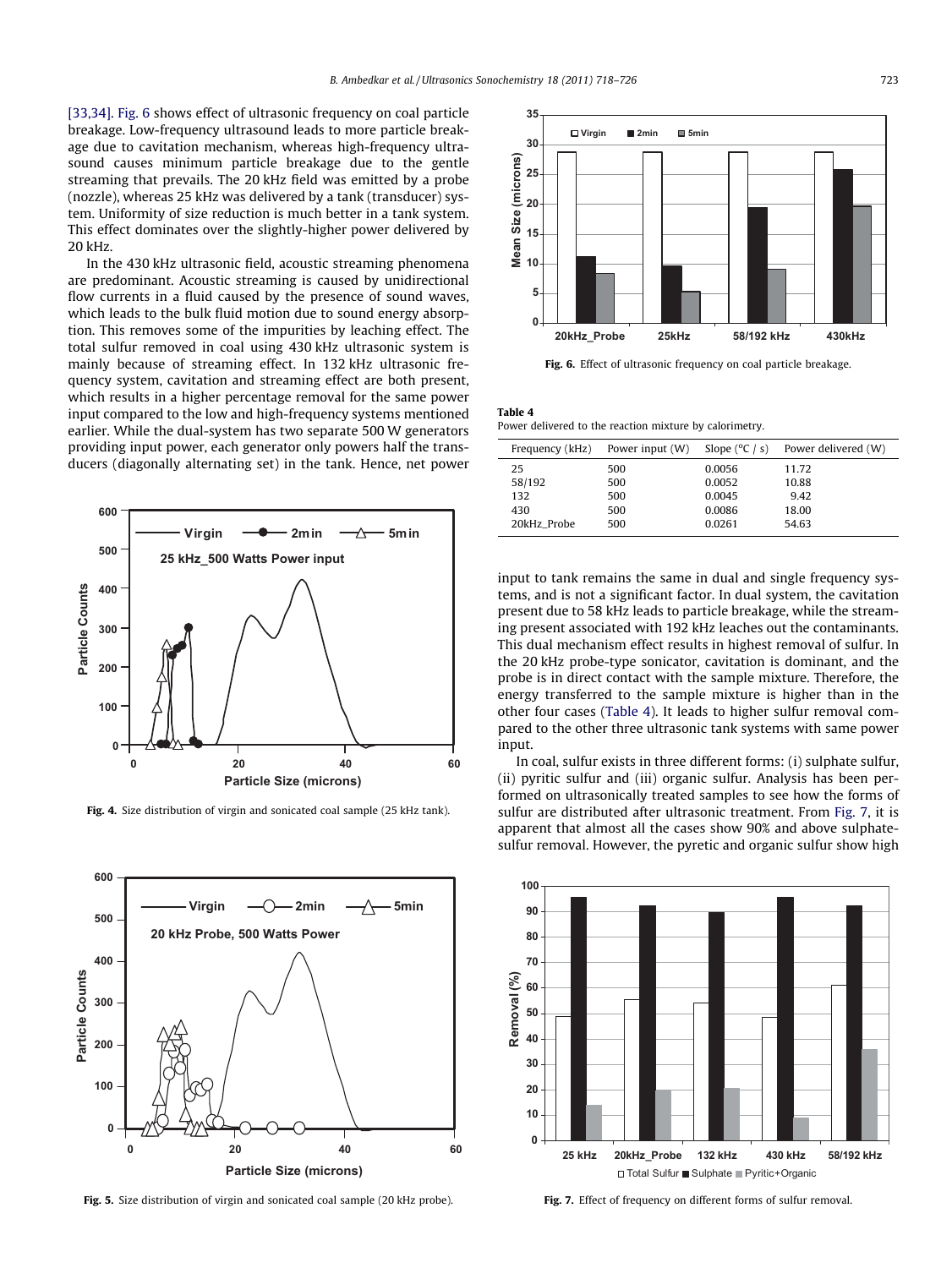[33,34]. Fig. 6 shows effect of ultrasonic frequency on coal particle breakage. Low-frequency ultrasound leads to more particle breakage due to cavitation mechanism, whereas high-frequency ultrasound causes minimum particle breakage due to the gentle streaming that prevails. The 20 kHz field was emitted by a probe (nozzle), whereas 25 kHz was delivered by a tank (transducer) system. Uniformity of size reduction is much better in a tank system. This effect dominates over the slightly-higher power delivered by 20 kHz.

In the 430 kHz ultrasonic field, acoustic streaming phenomena are predominant. Acoustic streaming is caused by unidirectional flow currents in a fluid caused by the presence of sound waves, which leads to the bulk fluid motion due to sound energy absorption. This removes some of the impurities by leaching effect. The total sulfur removed in coal using 430 kHz ultrasonic system is mainly because of streaming effect. In 132 kHz ultrasonic frequency system, cavitation and streaming effect are both present, which results in a higher percentage removal for the same power input compared to the low and high-frequency systems mentioned earlier. While the dual-system has two separate 500 W generators providing input power, each generator only powers half the transducers (diagonally alternating set) in the tank. Hence, net power input to tank remains the same in dual and single frequency systems, and is not a significant factor. In dual system, the cavitation present due to 58 kHz leads to particle breakage, while the streaming present associated with 192 kHz leaches out the contaminants. This dual mechanism effect results in highest removal of sulfur. In the 20 kHz probe-type sonicator, cavitation is dominant, and the probe is in direct contact with the sample mixture. Therefore, the energy transferred to the sample mixture is higher than in the other four cases (Table 4). It leads to higher sulfur removal compared to the other three ultrasonic tank systems with same power input.

In coal, sulfur exists in three different forms: (i) sulphate sulfur, (ii) pyritic sulfur and (iii) organic sulfur. Analysis has been performed on ultrasonically treated samples to see how the forms of sulfur are distributed after ultrasonic treatment. From Fig. 7, it is apparent that almost all the cases show 90% and above sulphate-sulfur removal. However, the pyretic and organic sulfur show high

**Fig. 4.** Size distribution of virgin and sonicated coal sample (25 kHz tank).

**Fig. 5.** Size distribution of virgin and sonicated coal sample (20 kHz probe).

**Fig. 6.** Effect of ultrasonic frequency on coal particle breakage.

**Table 4**
Power delivered to the reaction mixture by calorimetry.

| Frequency (kHz) | Power input (W) | Slope (°C / s) | Power delivered (W) |
|---|---|---|---|
| 25 | 500 | 0.0056 | 11.72 |
| 58/192 | 500 | 0.0052 | 10.88 |
| 132 | 500 | 0.0045 | 9.42 |
| 430 | 500 | 0.0086 | 18.00 |
| 20kHz_Probe | 500 | 0.0261 | 54.63 |

**Fig. 7.** Effect of frequency on different forms of sulfur removal.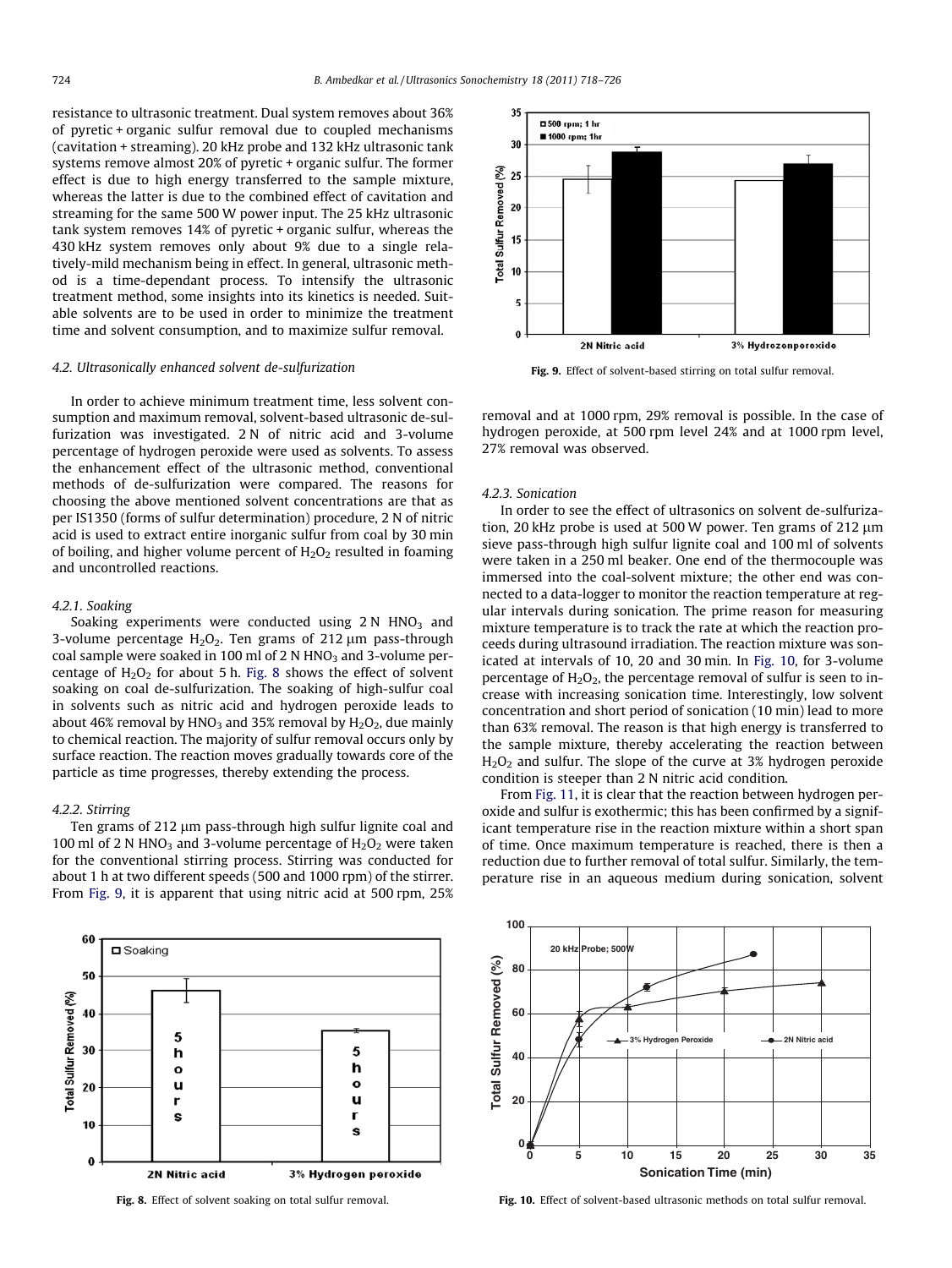resistance to ultrasonic treatment. Dual system removes about 36% of pyretic + organic sulfur removal due to coupled mechanisms (cavitation + streaming). 20 kHz probe and 132 kHz ultrasonic tank systems remove almost 20% of pyretic + organic sulfur. The former effect is due to high energy transferred to the sample mixture, whereas the latter is due to the combined effect of cavitation and streaming for the same 500 W power input. The 25 kHz ultrasonic tank system removes 14% of pyretic + organic sulfur, whereas the 430 kHz system removes only about 9% due to a single relatively-mild mechanism being in effect. In general, ultrasonic method is a time-dependant process. To intensify the ultrasonic treatment method, some insights into its kinetics is needed. Suitable solvents are to be used in order to minimize the treatment time and solvent consumption, and to maximize sulfur removal.

### 4.2. Ultrasonically enhanced solvent de-sulfurization

In order to achieve minimum treatment time, less solvent consumption and maximum removal, solvent-based ultrasonic de-sulfurization was investigated. 2 N of nitric acid and 3-volume percentage of hydrogen peroxide were used as solvents. To assess the enhancement effect of the ultrasonic method, conventional methods of de-sulfurization were compared. The reasons for choosing the above mentioned solvent concentrations are that as per IS1350 (forms of sulfur determination) procedure, 2 N of nitric acid is used to extract entire inorganic sulfur from coal by 30 min of boiling, and higher volume percent of $H_2O_2$ resulted in foaming and uncontrolled reactions.

#### 4.2.1. Soaking

Soaking experiments were conducted using 2 N $HNO_3$ and 3-volume percentage $H_2O_2$. Ten grams of 212 μm pass-through coal sample were soaked in 100 ml of 2 N $HNO_3$ and 3-volume percentage of $H_2O_2$ for about 5 h. Fig. 8 shows the effect of solvent soaking on coal de-sulfurization. The soaking of high-sulfur coal in solvents such as nitric acid and hydrogen peroxide leads to about 46% removal by $HNO_3$ and 35% removal by $H_2O_2$, due mainly to chemical reaction. The majority of sulfur removal occurs only by surface reaction. The reaction moves gradually towards core of the particle as time progresses, thereby extending the process.

#### 4.2.2. Stirring

Ten grams of 212 μm pass-through high sulfur lignite coal and 100 ml of 2 N $HNO_3$ and 3-volume percentage of $H_2O_2$ were taken for the conventional stirring process. Stirring was conducted for about 1 h at two different speeds (500 and 1000 rpm) of the stirrer. From Fig. 9, it is apparent that using nitric acid at 500 rpm, 25% removal and at 1000 rpm, 29% removal is possible. In the case of hydrogen peroxide, at 500 rpm level 24% and at 1000 rpm level, 27% removal was observed.

Fig. 8. Effect of solvent soaking on total sulfur removal.

Fig. 9. Effect of solvent-based stirring on total sulfur removal.

#### 4.2.3. Sonication

In order to see the effect of ultrasonics on solvent de-sulfurization, 20 kHz probe is used at 500 W power. Ten grams of 212 μm sieve pass-through high sulfur lignite coal and 100 ml of solvents were taken in a 250 ml beaker. One end of the thermocouple was immersed into the coal-solvent mixture; the other end was connected to a data-logger to monitor the reaction temperature at regular intervals during sonication. The prime reason for measuring mixture temperature is to track the rate at which the reaction proceeds during ultrasound irradiation. The reaction mixture was sonicated at intervals of 10, 20 and 30 min. In Fig. 10, for 3-volume percentage of $H_2O_2$, the percentage removal of sulfur is seen to increase with increasing sonication time. Interestingly, low solvent concentration and short period of sonication (10 min) lead to more than 63% removal. The reason is that high energy is transferred to the sample mixture, thereby accelerating the reaction between $H_2O_2$ and sulfur. The slope of the curve at 3% hydrogen peroxide condition is steeper than 2 N nitric acid condition.

From Fig. 11, it is clear that the reaction between hydrogen peroxide and sulfur is exothermic; this has been confirmed by a significant temperature rise in the reaction mixture within a short span of time. Once maximum temperature is reached, there is then a reduction due to further removal of total sulfur. Similarly, the temperature rise in an aqueous medium during sonication, solvent

Fig. 10. Effect of solvent-based ultrasonic methods on total sulfur removal.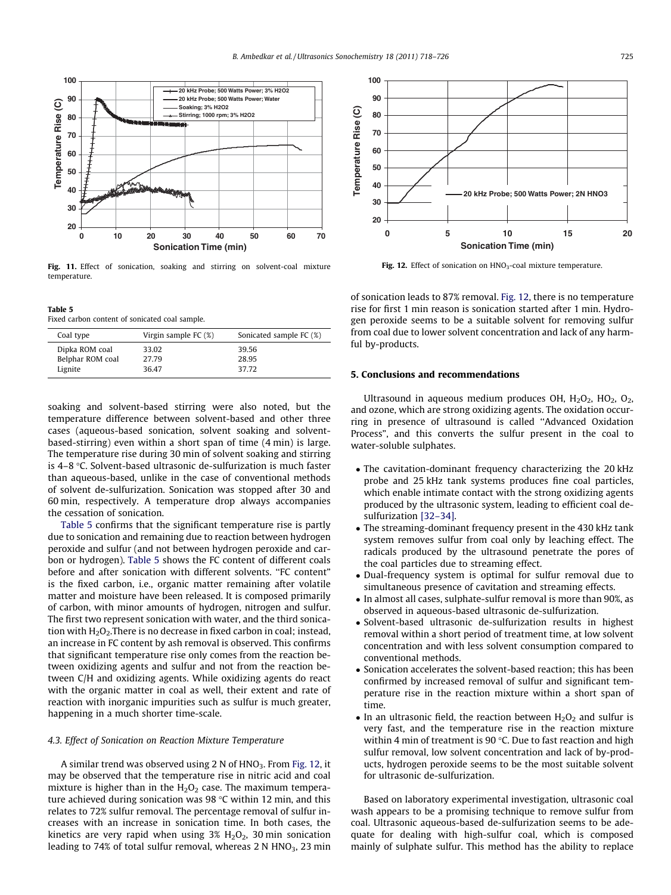Fig. 11. Effect of sonication, soaking and stirring on solvent-coal mixture temperature.

Fig. 12. Effect of sonication on $HNO_3$-coal mixture temperature.

**Table 5**
Fixed carbon content of sonicated coal sample.

| Coal type | Virgin sample FC (%) | Sonicated sample FC (%) |
|---|---|---|
| Dipka ROM coal | 33.02 | 39.56 |
| Belphar ROM coal | 27.79 | 28.95 |
| Lignite | 36.47 | 37.72 |

soaking and solvent-based stirring were also noted, but the temperature difference between solvent-based and other three cases (aqueous-based sonication, solvent soaking and solvent-based-stirring) even within a short span of time (4 min) is large. The temperature rise during 30 min of solvent soaking and stirring is 4–8 °C. Solvent-based ultrasonic de-sulfurization is much faster than aqueous-based, unlike in the case of conventional methods of solvent de-sulfurization. Sonication was stopped after 30 and 60 min, respectively. A temperature drop always accompanies the cessation of sonication.

Table 5 confirms that the significant temperature rise is partly due to sonication and remaining due to reaction between hydrogen peroxide and sulfur (and not between hydrogen peroxide and carbon or hydrogen). Table 5 shows the FC content of different coals before and after sonication with different solvents. "FC content" is the fixed carbon, i.e., organic matter remaining after volatile matter and moisture have been released. It is composed primarily of carbon, with minor amounts of hydrogen, nitrogen and sulfur. The first two represent sonication with water, and the third sonication with $H_2O_2$.There is no decrease in fixed carbon in coal; instead, an increase in FC content by ash removal is observed. This confirms that significant temperature rise only comes from the reaction between oxidizing agents and sulfur and not from the reaction between C/H and oxidizing agents. While oxidizing agents do react with the organic matter in coal as well, their extent and rate of reaction with inorganic impurities such as sulfur is much greater, happening in a much shorter time-scale.

### 4.3. Effect of Sonication on Reaction Mixture Temperature

A similar trend was observed using 2 N of $HNO_3$. From Fig. 12, it may be observed that the temperature rise in nitric acid and coal mixture is higher than in the $H_2O_2$ case. The maximum temperature achieved during sonication was 98 °C within 12 min, and this relates to 72% sulfur removal. The percentage removal of sulfur increases with an increase in sonication time. In both cases, the kinetics are very rapid when using 3% $H_2O_2$, 30 min sonication leading to 74% of total sulfur removal, whereas 2 N $HNO_3$, 23 min of sonication leads to 87% removal. Fig. 12, there is no temperature rise for first 1 min reason is sonication started after 1 min. Hydrogen peroxide seems to be a suitable solvent for removing sulfur from coal due to lower solvent concentration and lack of any harmful by-products.

## 5. Conclusions and recommendations

Ultrasound in aqueous medium produces OH, $H_2O_2$, $HO_2$, $O_2$, and ozone, which are strong oxidizing agents. The oxidation occurring in presence of ultrasound is called "Advanced Oxidation Process", and this converts the sulfur present in the coal to water-soluble sulphates.

- The cavitation-dominant frequency characterizing the 20 kHz probe and 25 kHz tank systems produces fine coal particles, which enable intimate contact with the strong oxidizing agents produced by the ultrasonic system, leading to efficient coal de-sulfurization [32–34].
- The streaming-dominant frequency present in the 430 kHz tank system removes sulfur from coal only by leaching effect. The radicals produced by the ultrasound penetrate the pores of the coal particles due to streaming effect.
- Dual-frequency system is optimal for sulfur removal due to simultaneous presence of cavitation and streaming effects.
- In almost all cases, sulphate-sulfur removal is more than 90%, as observed in aqueous-based ultrasonic de-sulfurization.
- Solvent-based ultrasonic de-sulfurization results in highest removal within a short period of treatment time, at low solvent concentration and with less solvent consumption compared to conventional methods.
- Sonication accelerates the solvent-based reaction; this has been confirmed by increased removal of sulfur and significant temperature rise in the reaction mixture within a short span of time.
- In an ultrasonic field, the reaction between $H_2O_2$ and sulfur is very fast, and the temperature rise in the reaction mixture within 4 min of treatment is 90 °C. Due to fast reaction and high sulfur removal, low solvent concentration and lack of by-products, hydrogen peroxide seems to be the most suitable solvent for ultrasonic de-sulfurization.

Based on laboratory experimental investigation, ultrasonic coal wash appears to be a promising technique to remove sulfur from coal. Ultrasonic aqueous-based de-sulfurization seems to be adequate for dealing with high-sulfur coal, which is composed mainly of sulphate sulfur. This method has the ability to replace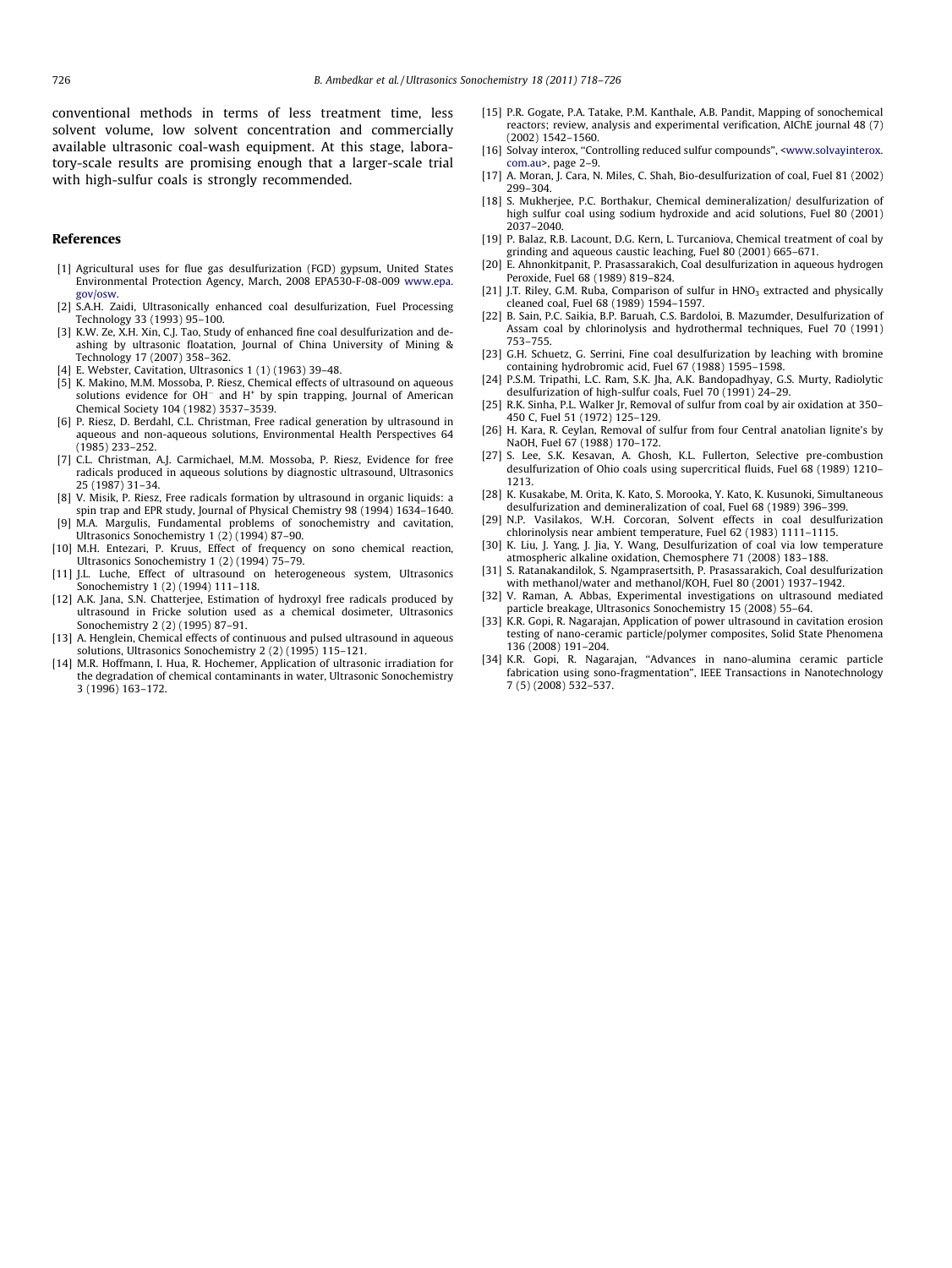conventional methods in terms of less treatment time, less solvent volume, low solvent concentration and commercially available ultrasonic coal-wash equipment. At this stage, laboratory-scale results are promising enough that a larger-scale trial with high-sulfur coals is strongly recommended.

## References

[1] Agricultural uses for flue gas desulfurization (FGD) gypsum, United States Environmental Protection Agency, March, 2008 EPA530-F-08-009 www.epa.gov/osw.

[2] S.A.H. Zaidi, Ultrasonically enhanced coal desulfurization, Fuel Processing Technology 33 (1993) 95–100.

[3] K.W. Ze, X.H. Xin, C.J. Tao, Study of enhanced fine coal desulfurization and de-ashing by ultrasonic floatation, Journal of China University of Mining & Technology 17 (2007) 358–362.

[4] E. Webster, Cavitation, Ultrasonics 1 (1) (1963) 39–48.

[5] K. Makino, M.M. Mossoba, P. Riesz, Chemical effects of ultrasound on aqueous solutions evidence for $OH^{-}$ and $H^{+}$ by spin trapping, Journal of American Chemical Society 104 (1982) 3537–3539.

[6] P. Riesz, D. Berdahl, C.L. Christman, Free radical generation by ultrasound in aqueous and non-aqueous solutions, Environmental Health Perspectives 64 (1985) 233–252.

[7] C.L. Christman, A.J. Carmichael, M.M. Mossoba, P. Riesz, Evidence for free radicals produced in aqueous solutions by diagnostic ultrasound, Ultrasonics 25 (1987) 31–34.

[8] V. Misik, P. Riesz, Free radicals formation by ultrasound in organic liquids: a spin trap and EPR study, Journal of Physical Chemistry 98 (1994) 1634–1640.

[9] M.A. Margulis, Fundamental problems of sonochemistry and cavitation, Ultrasonics Sonochemistry 1 (2) (1994) 87–90.

[10] M.H. Entezari, P. Kruus, Effect of frequency on sono chemical reaction, Ultrasonics Sonochemistry 1 (2) (1994) 75–79.

[11] J.L. Luche, Effect of ultrasound on heterogeneous system, Ultrasonics Sonochemistry 1 (2) (1994) 111–118.

[12] A.K. Jana, S.N. Chatterjee, Estimation of hydroxyl free radicals produced by ultrasound in Fricke solution used as a chemical dosimeter, Ultrasonics Sonochemistry 2 (2) (1995) 87–91.

[13] A. Henglein, Chemical effects of continuous and pulsed ultrasound in aqueous solutions, Ultrasonics Sonochemistry 2 (2) (1995) 115–121.

[14] M.R. Hoffmann, I. Hua, R. Hochemer, Application of ultrasonic irradiation for the degradation of chemical contaminants in water, Ultrasonic Sonochemistry 3 (1996) 163–172.

[15] P.R. Gogate, P.A. Tatake, P.M. Kanthale, A.B. Pandit, Mapping of sonochemical reactors; review, analysis and experimental verification, AIChE journal 48 (7) (2002) 1542–1560.

[16] Solvay interox, "Controlling reduced sulfur compounds", <www.solvayinterox.com.au>, page 2–9.

[17] A. Moran, J. Cara, N. Miles, C. Shah, Bio-desulfurization of coal, Fuel 81 (2002) 299–304.

[18] S. Mukherjee, P.C. Borthakur, Chemical demineralization/ desulfurization of high sulfur coal using sodium hydroxide and acid solutions, Fuel 80 (2001) 2037–2040.

[19] P. Balaz, R.B. Lacount, D.G. Kern, L. Turcaniova, Chemical treatment of coal by grinding and aqueous caustic leaching, Fuel 80 (2001) 665–671.

[20] E. Ahnonkitpanit, P. Prasassarakich, Coal desulfurization in aqueous hydrogen Peroxide, Fuel 68 (1989) 819–824.

[21] J.T. Riley, G.M. Ruba, Comparison of sulfur in $HNO_3$ extracted and physically cleaned coal, Fuel 68 (1989) 1594–1597.

[22] B. Sain, P.C. Saikia, B.P. Baruah, C.S. Bardoloi, B. Mazumder, Desulfurization of Assam coal by chlorinolysis and hydrothermal techniques, Fuel 70 (1991) 753–755.

[23] G.H. Schuetz, G. Serrini, Fine coal desulfurization by leaching with bromine containing hydrobromic acid, Fuel 67 (1988) 1595–1598.

[24] P.S.M. Tripathi, L.C. Ram, S.K. Jha, A.K. Bandopadhyay, G.S. Murty, Radiolytic desulfurization of high-sulfur coals, Fuel 70 (1991) 24–29.

[25] R.K. Sinha, P.L. Walker Jr, Removal of sulfur from coal by air oxidation at 350–450 C, Fuel 51 (1972) 125–129.

[26] H. Kara, R. Ceylan, Removal of sulfur from four Central anatolian lignite's by NaOH, Fuel 67 (1988) 170–172.

[27] S. Lee, S.K. Kesavan, A. Ghosh, K.L. Fullerton, Selective pre-combustion desulfurization of Ohio coals using supercritical fluids, Fuel 68 (1989) 1210–1213.

[28] K. Kusakabe, M. Orita, K. Kato, S. Morooka, Y. Kato, K. Kusunoki, Simultaneous desulfurization and demineralization of coal, Fuel 68 (1989) 396–399.

[29] N.P. Vasilakos, W.H. Corcoran, Solvent effects in coal desulfurization chlorinolysis near ambient temperature, Fuel 62 (1983) 1111–1115.

[30] K. Liu, J. Yang, J. Jia, Y. Wang, Desulfurization of coal via low temperature atmospheric alkaline oxidation, Chemosphere 71 (2008) 183–188.

[31] S. Ratanakandilok, S. Ngamprasertsith, P. Prasassarakich, Coal desulfurization with methanol/water and methanol/KOH, Fuel 80 (2001) 1937–1942.

[32] V. Raman, A. Abbas, Experimental investigations on ultrasound mediated particle breakage, Ultrasonics Sonochemistry 15 (2008) 55–64.

[33] K.R. Gopi, R. Nagarajan, Application of power ultrasound in cavitation erosion testing of nano-ceramic particle/polymer composites, Solid State Phenomena 136 (2008) 191–204.

[34] K.R. Gopi, R. Nagarajan, "Advances in nano-alumina ceramic particle fabrication using sono-fragmentation", IEEE Transactions in Nanotechnology 7 (5) (2008) 532–537.